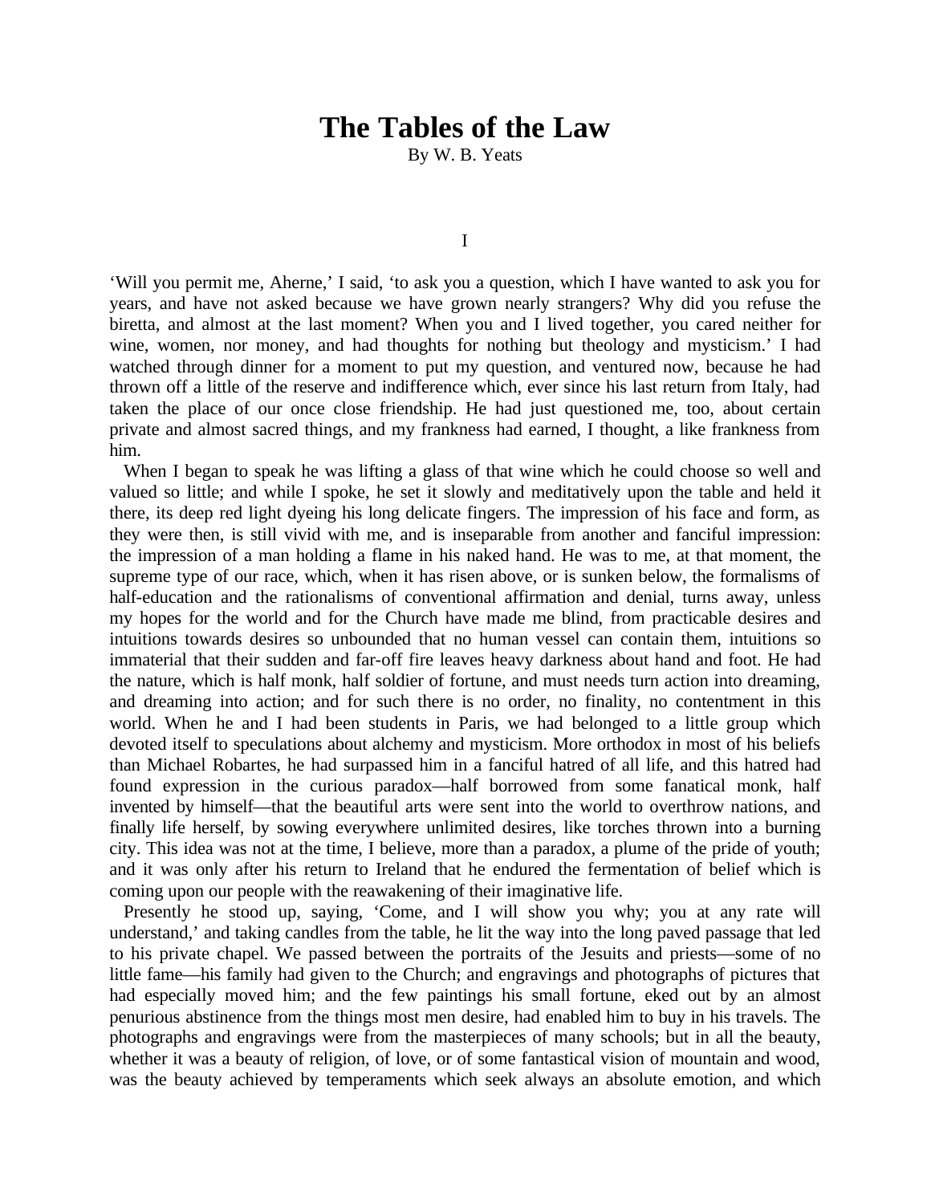# The Tables of the Law

By W. B. Yeats

## I

'Will you permit me, Aherne,' I said, 'to ask you a question, which I have wanted to ask you for years, and have not asked because we have grown nearly strangers? Why did you refuse the biretta, and almost at the last moment? When you and I lived together, you cared neither for wine, women, nor money, and had thoughts for nothing but theology and mysticism.' I had watched through dinner for a moment to put my question, and ventured now, because he had thrown off a little of the reserve and indifference which, ever since his last return from Italy, had taken the place of our once close friendship. He had just questioned me, too, about certain private and almost sacred things, and my frankness had earned, I thought, a like frankness from him.

When I began to speak he was lifting a glass of that wine which he could choose so well and valued so little; and while I spoke, he set it slowly and meditatively upon the table and held it there, its deep red light dyeing his long delicate fingers. The impression of his face and form, as they were then, is still vivid with me, and is inseparable from another and fanciful impression: the impression of a man holding a flame in his naked hand. He was to me, at that moment, the supreme type of our race, which, when it has risen above, or is sunken below, the formalisms of half-education and the rationalisms of conventional affirmation and denial, turns away, unless my hopes for the world and for the Church have made me blind, from practicable desires and intuitions towards desires so unbounded that no human vessel can contain them, intuitions so immaterial that their sudden and far-off fire leaves heavy darkness about hand and foot. He had the nature, which is half monk, half soldier of fortune, and must needs turn action into dreaming, and dreaming into action; and for such there is no order, no finality, no contentment in this world. When he and I had been students in Paris, we had belonged to a little group which devoted itself to speculations about alchemy and mysticism. More orthodox in most of his beliefs than Michael Robartes, he had surpassed him in a fanciful hatred of all life, and this hatred had found expression in the curious paradox—half borrowed from some fanatical monk, half invented by himself—that the beautiful arts were sent into the world to overthrow nations, and finally life herself, by sowing everywhere unlimited desires, like torches thrown into a burning city. This idea was not at the time, I believe, more than a paradox, a plume of the pride of youth; and it was only after his return to Ireland that he endured the fermentation of belief which is coming upon our people with the reawakening of their imaginative life.

Presently he stood up, saying, 'Come, and I will show you why; you at any rate will understand,' and taking candles from the table, he lit the way into the long paved passage that led to his private chapel. We passed between the portraits of the Jesuits and priests—some of no little fame—his family had given to the Church; and engravings and photographs of pictures that had especially moved him; and the few paintings his small fortune, eked out by an almost penurious abstinence from the things most men desire, had enabled him to buy in his travels. The photographs and engravings were from the masterpieces of many schools; but in all the beauty, whether it was a beauty of religion, of love, or of some fantastical vision of mountain and wood, was the beauty achieved by temperaments which seek always an absolute emotion, and which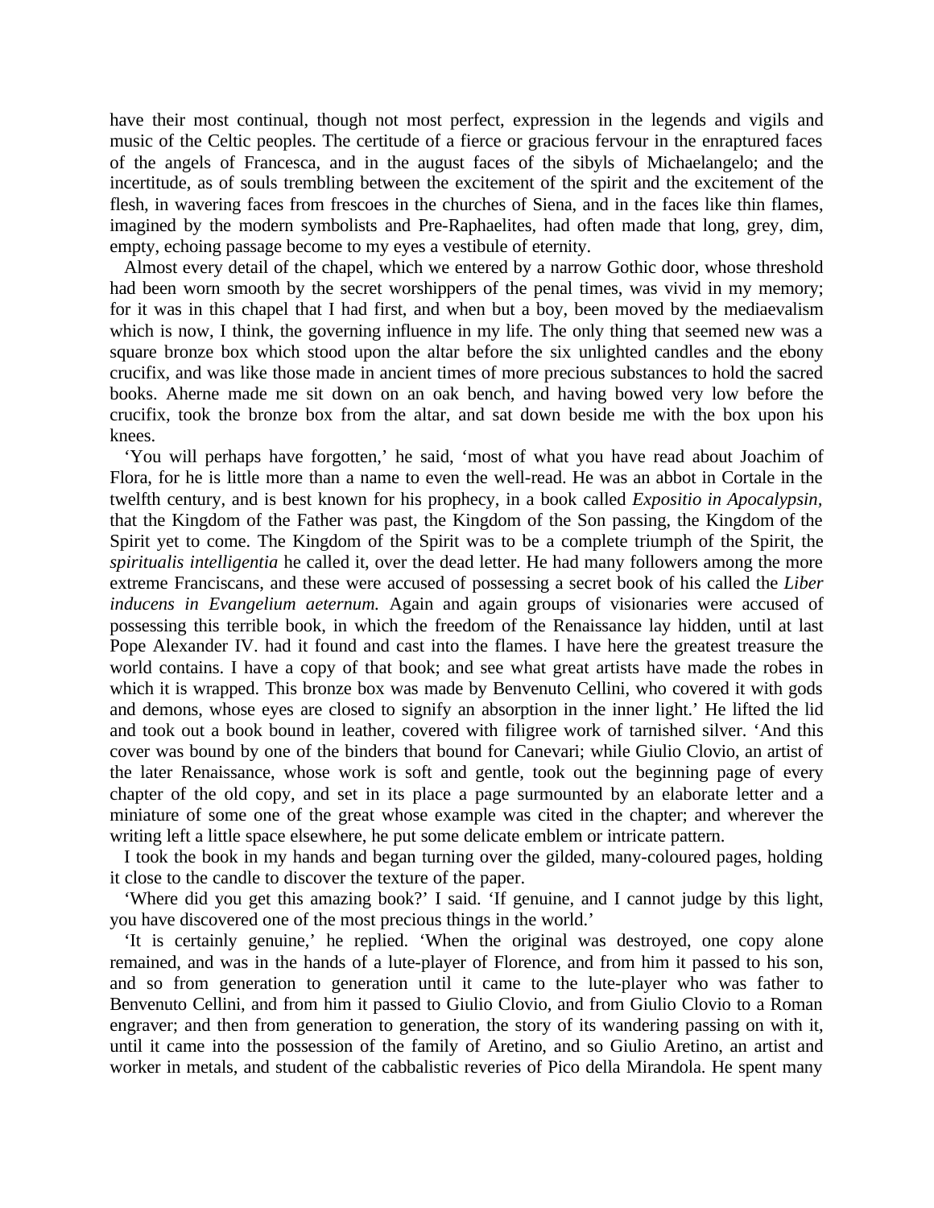have their most continual, though not most perfect, expression in the legends and vigils and music of the Celtic peoples. The certitude of a fierce or gracious fervour in the enraptured faces of the angels of Francesca, and in the august faces of the sibyls of Michaelangelo; and the incertitude, as of souls trembling between the excitement of the spirit and the excitement of the flesh, in wavering faces from frescoes in the churches of Siena, and in the faces like thin flames, imagined by the modern symbolists and Pre-Raphaelites, had often made that long, grey, dim, empty, echoing passage become to my eyes a vestibule of eternity.

Almost every detail of the chapel, which we entered by a narrow Gothic door, whose threshold had been worn smooth by the secret worshippers of the penal times, was vivid in my memory; for it was in this chapel that I had first, and when but a boy, been moved by the mediaevalism which is now, I think, the governing influence in my life. The only thing that seemed new was a square bronze box which stood upon the altar before the six unlighted candles and the ebony crucifix, and was like those made in ancient times of more precious substances to hold the sacred books. Aherne made me sit down on an oak bench, and having bowed very low before the crucifix, took the bronze box from the altar, and sat down beside me with the box upon his knees.

'You will perhaps have forgotten,' he said, 'most of what you have read about Joachim of Flora, for he is little more than a name to even the well-read. He was an abbot in Cortale in the twelfth century, and is best known for his prophecy, in a book called *Expositio in Apocalypsin,* that the Kingdom of the Father was past, the Kingdom of the Son passing, the Kingdom of the Spirit yet to come. The Kingdom of the Spirit was to be a complete triumph of the Spirit, the *spiritualis intelligentia* he called it, over the dead letter. He had many followers among the more extreme Franciscans, and these were accused of possessing a secret book of his called the *Liber inducens in Evangelium aeternum.* Again and again groups of visionaries were accused of possessing this terrible book, in which the freedom of the Renaissance lay hidden, until at last Pope Alexander IV. had it found and cast into the flames. I have here the greatest treasure the world contains. I have a copy of that book; and see what great artists have made the robes in which it is wrapped. This bronze box was made by Benvenuto Cellini, who covered it with gods and demons, whose eyes are closed to signify an absorption in the inner light.' He lifted the lid and took out a book bound in leather, covered with filigree work of tarnished silver. 'And this cover was bound by one of the binders that bound for Canevari; while Giulio Clovio, an artist of the later Renaissance, whose work is soft and gentle, took out the beginning page of every chapter of the old copy, and set in its place a page surmounted by an elaborate letter and a miniature of some one of the great whose example was cited in the chapter; and wherever the writing left a little space elsewhere, he put some delicate emblem or intricate pattern.

I took the book in my hands and began turning over the gilded, many-coloured pages, holding it close to the candle to discover the texture of the paper.

'Where did you get this amazing book?' I said. 'If genuine, and I cannot judge by this light, you have discovered one of the most precious things in the world.'

'It is certainly genuine,' he replied. 'When the original was destroyed, one copy alone remained, and was in the hands of a lute-player of Florence, and from him it passed to his son, and so from generation to generation until it came to the lute-player who was father to Benvenuto Cellini, and from him it passed to Giulio Clovio, and from Giulio Clovio to a Roman engraver; and then from generation to generation, the story of its wandering passing on with it, until it came into the possession of the family of Aretino, and so Giulio Aretino, an artist and worker in metals, and student of the cabbalistic reveries of Pico della Mirandola. He spent many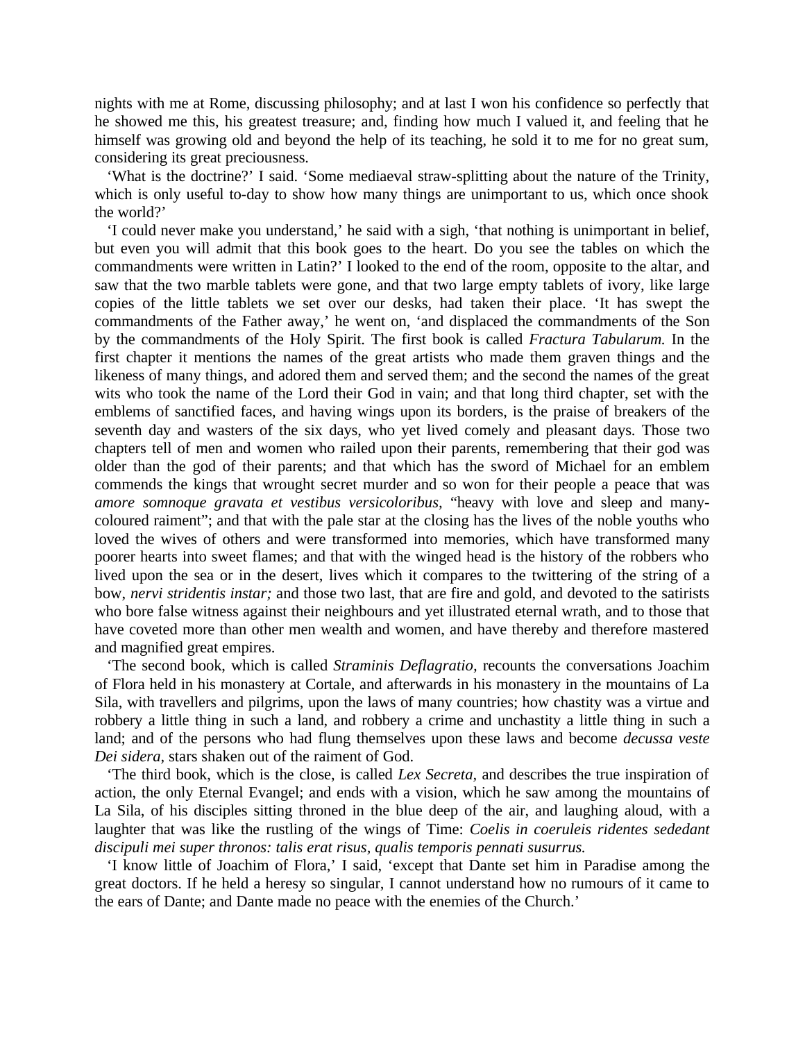nights with me at Rome, discussing philosophy; and at last I won his confidence so perfectly that he showed me this, his greatest treasure; and, finding how much I valued it, and feeling that he himself was growing old and beyond the help of its teaching, he sold it to me for no great sum, considering its great preciousness.

'What is the doctrine?' I said. 'Some mediaeval straw-splitting about the nature of the Trinity, which is only useful to-day to show how many things are unimportant to us, which once shook the world?'

'I could never make you understand,' he said with a sigh, 'that nothing is unimportant in belief, but even you will admit that this book goes to the heart. Do you see the tables on which the commandments were written in Latin?' I looked to the end of the room, opposite to the altar, and saw that the two marble tablets were gone, and that two large empty tablets of ivory, like large copies of the little tablets we set over our desks, had taken their place. 'It has swept the commandments of the Father away,' he went on, 'and displaced the commandments of the Son by the commandments of the Holy Spirit. The first book is called *Fractura Tabularum.* In the first chapter it mentions the names of the great artists who made them graven things and the likeness of many things, and adored them and served them; and the second the names of the great wits who took the name of the Lord their God in vain; and that long third chapter, set with the emblems of sanctified faces, and having wings upon its borders, is the praise of breakers of the seventh day and wasters of the six days, who yet lived comely and pleasant days. Those two chapters tell of men and women who railed upon their parents, remembering that their god was older than the god of their parents; and that which has the sword of Michael for an emblem commends the kings that wrought secret murder and so won for their people a peace that was *amore somnoque gravata et vestibus versicoloribus,* "heavy with love and sleep and many-coloured raiment"; and that with the pale star at the closing has the lives of the noble youths who loved the wives of others and were transformed into memories, which have transformed many poorer hearts into sweet flames; and that with the winged head is the history of the robbers who lived upon the sea or in the desert, lives which it compares to the twittering of the string of a bow, *nervi stridentis instar;* and those two last, that are fire and gold, and devoted to the satirists who bore false witness against their neighbours and yet illustrated eternal wrath, and to those that have coveted more than other men wealth and women, and have thereby and therefore mastered and magnified great empires.

'The second book, which is called *Straminis Deflagratio,* recounts the conversations Joachim of Flora held in his monastery at Cortale, and afterwards in his monastery in the mountains of La Sila, with travellers and pilgrims, upon the laws of many countries; how chastity was a virtue and robbery a little thing in such a land, and robbery a crime and unchastity a little thing in such a land; and of the persons who had flung themselves upon these laws and become *decussa veste Dei sidera,* stars shaken out of the raiment of God.

'The third book, which is the close, is called *Lex Secreta,* and describes the true inspiration of action, the only Eternal Evangel; and ends with a vision, which he saw among the mountains of La Sila, of his disciples sitting throned in the blue deep of the air, and laughing aloud, with a laughter that was like the rustling of the wings of Time: *Coelis in coeruleis ridentes sedebant discipuli mei super thronos: talis erat risus, qualis temporis pennati susurrus.*

'I know little of Joachim of Flora,' I said, 'except that Dante set him in Paradise among the great doctors. If he held a heresy so singular, I cannot understand how no rumours of it came to the ears of Dante; and Dante made no peace with the enemies of the Church.'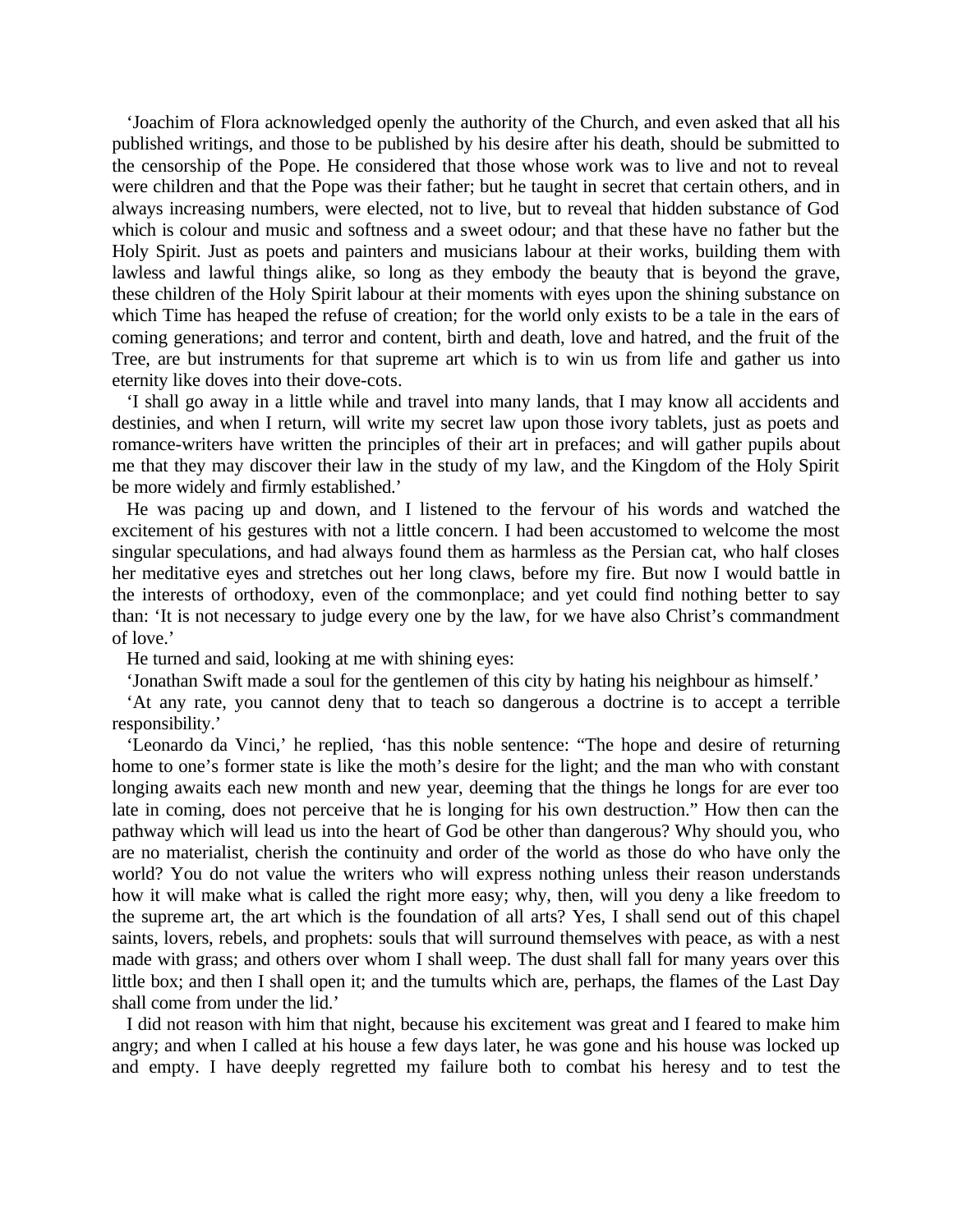‘Joachim of Flora acknowledged openly the authority of the Church, and even asked that all his published writings, and those to be published by his desire after his death, should be submitted to the censorship of the Pope. He considered that those whose work was to live and not to reveal were children and that the Pope was their father; but he taught in secret that certain others, and in always increasing numbers, were elected, not to live, but to reveal that hidden substance of God which is colour and music and softness and a sweet odour; and that these have no father but the Holy Spirit. Just as poets and painters and musicians labour at their works, building them with lawless and lawful things alike, so long as they embody the beauty that is beyond the grave, these children of the Holy Spirit labour at their moments with eyes upon the shining substance on which Time has heaped the refuse of creation; for the world only exists to be a tale in the ears of coming generations; and terror and content, birth and death, love and hatred, and the fruit of the Tree, are but instruments for that supreme art which is to win us from life and gather us into eternity like doves into their dove-cots.

‘I shall go away in a little while and travel into many lands, that I may know all accidents and destinies, and when I return, will write my secret law upon those ivory tablets, just as poets and romance-writers have written the principles of their art in prefaces; and will gather pupils about me that they may discover their law in the study of my law, and the Kingdom of the Holy Spirit be more widely and firmly established.’

He was pacing up and down, and I listened to the fervour of his words and watched the excitement of his gestures with not a little concern. I had been accustomed to welcome the most singular speculations, and had always found them as harmless as the Persian cat, who half closes her meditative eyes and stretches out her long claws, before my fire. But now I would battle in the interests of orthodoxy, even of the commonplace; and yet could find nothing better to say than: ‘It is not necessary to judge every one by the law, for we have also Christ’s commandment of love.’

He turned and said, looking at me with shining eyes:

‘Jonathan Swift made a soul for the gentlemen of this city by hating his neighbour as himself.’

‘At any rate, you cannot deny that to teach so dangerous a doctrine is to accept a terrible responsibility.’

‘Leonardo da Vinci,’ he replied, ‘has this noble sentence: “The hope and desire of returning home to one’s former state is like the moth’s desire for the light; and the man who with constant longing awaits each new month and new year, deeming that the things he longs for are ever too late in coming, does not perceive that he is longing for his own destruction.” How then can the pathway which will lead us into the heart of God be other than dangerous? Why should you, who are no materialist, cherish the continuity and order of the world as those do who have only the world? You do not value the writers who will express nothing unless their reason understands how it will make what is called the right more easy; why, then, will you deny a like freedom to the supreme art, the art which is the foundation of all arts? Yes, I shall send out of this chapel saints, lovers, rebels, and prophets: souls that will surround themselves with peace, as with a nest made with grass; and others over whom I shall weep. The dust shall fall for many years over this little box; and then I shall open it; and the tumults which are, perhaps, the flames of the Last Day shall come from under the lid.’

I did not reason with him that night, because his excitement was great and I feared to make him angry; and when I called at his house a few days later, he was gone and his house was locked up and empty. I have deeply regretted my failure both to combat his heresy and to test the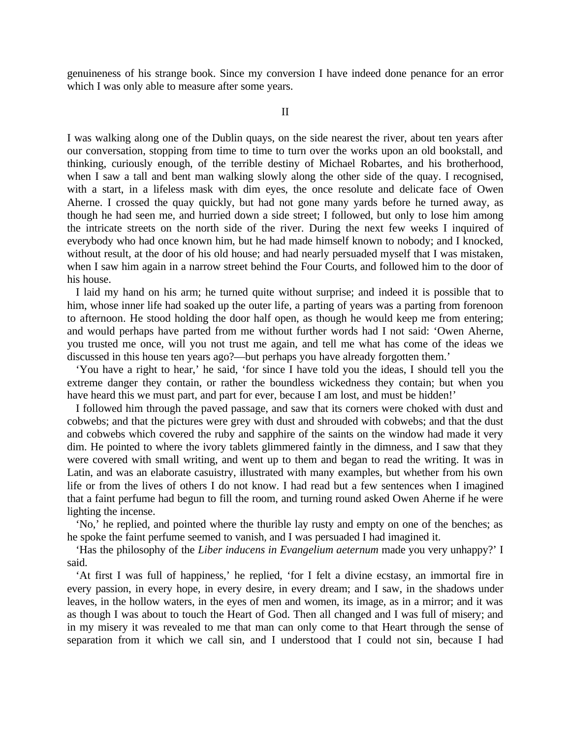genuineness of his strange book. Since my conversion I have indeed done penance for an error which I was only able to measure after some years.

## II

I was walking along one of the Dublin quays, on the side nearest the river, about ten years after our conversation, stopping from time to time to turn over the works upon an old bookstall, and thinking, curiously enough, of the terrible destiny of Michael Robartes, and his brotherhood, when I saw a tall and bent man walking slowly along the other side of the quay. I recognised, with a start, in a lifeless mask with dim eyes, the once resolute and delicate face of Owen Aherne. I crossed the quay quickly, but had not gone many yards before he turned away, as though he had seen me, and hurried down a side street; I followed, but only to lose him among the intricate streets on the north side of the river. During the next few weeks I inquired of everybody who had once known him, but he had made himself known to nobody; and I knocked, without result, at the door of his old house; and had nearly persuaded myself that I was mistaken, when I saw him again in a narrow street behind the Four Courts, and followed him to the door of his house.

I laid my hand on his arm; he turned quite without surprise; and indeed it is possible that to him, whose inner life had soaked up the outer life, a parting of years was a parting from forenoon to afternoon. He stood holding the door half open, as though he would keep me from entering; and would perhaps have parted from me without further words had I not said: 'Owen Aherne, you trusted me once, will you not trust me again, and tell me what has come of the ideas we discussed in this house ten years ago?—but perhaps you have already forgotten them.'

'You have a right to hear,' he said, 'for since I have told you the ideas, I should tell you the extreme danger they contain, or rather the boundless wickedness they contain; but when you have heard this we must part, and part for ever, because I am lost, and must be hidden!'

I followed him through the paved passage, and saw that its corners were choked with dust and cobwebs; and that the pictures were grey with dust and shrouded with cobwebs; and that the dust and cobwebs which covered the ruby and sapphire of the saints on the window had made it very dim. He pointed to where the ivory tablets glimmered faintly in the dimness, and I saw that they were covered with small writing, and went up to them and began to read the writing. It was in Latin, and was an elaborate casuistry, illustrated with many examples, but whether from his own life or from the lives of others I do not know. I had read but a few sentences when I imagined that a faint perfume had begun to fill the room, and turning round asked Owen Aherne if he were lighting the incense.

'No,' he replied, and pointed where the thurible lay rusty and empty on one of the benches; as he spoke the faint perfume seemed to vanish, and I was persuaded I had imagined it.

'Has the philosophy of the *Liber inducens in Evangelium aeternum* made you very unhappy?' I said.

'At first I was full of happiness,' he replied, 'for I felt a divine ecstasy, an immortal fire in every passion, in every hope, in every desire, in every dream; and I saw, in the shadows under leaves, in the hollow waters, in the eyes of men and women, its image, as in a mirror; and it was as though I was about to touch the Heart of God. Then all changed and I was full of misery; and in my misery it was revealed to me that man can only come to that Heart through the sense of separation from it which we call sin, and I understood that I could not sin, because I had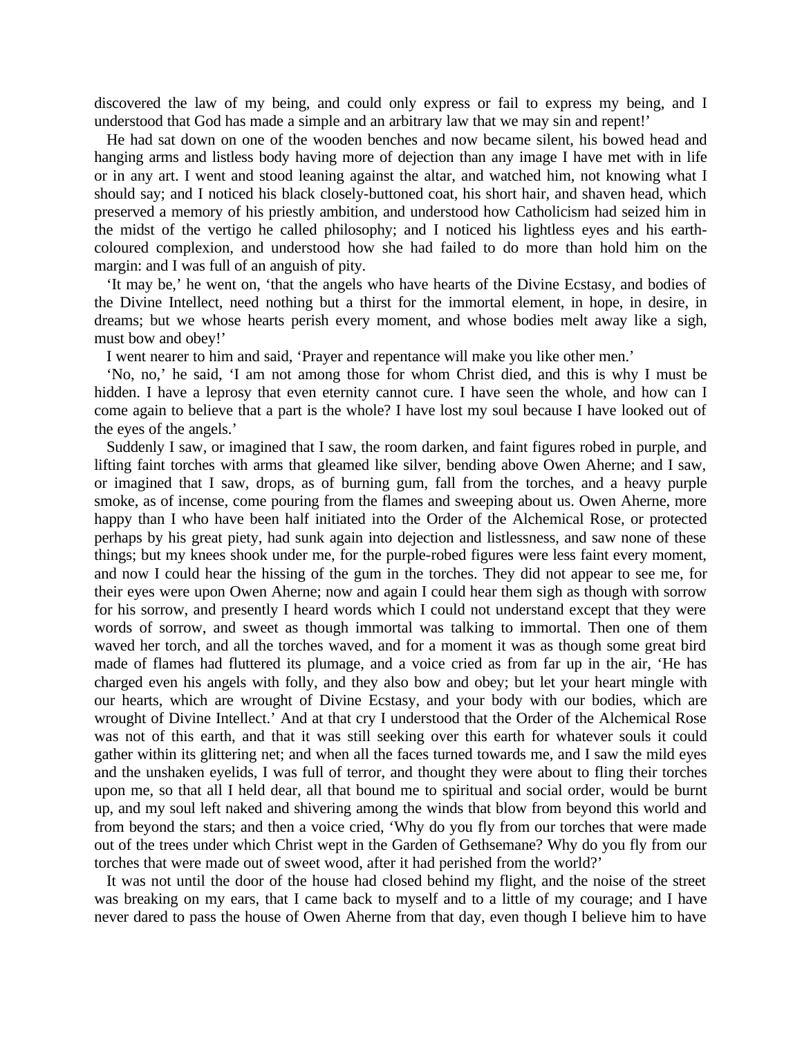discovered the law of my being, and could only express or fail to express my being, and I understood that God has made a simple and an arbitrary law that we may sin and repent!'

He had sat down on one of the wooden benches and now became silent, his bowed head and hanging arms and listless body having more of dejection than any image I have met with in life or in any art. I went and stood leaning against the altar, and watched him, not knowing what I should say; and I noticed his black closely-buttoned coat, his short hair, and shaven head, which preserved a memory of his priestly ambition, and understood how Catholicism had seized him in the midst of the vertigo he called philosophy; and I noticed his lightless eyes and his earth-coloured complexion, and understood how she had failed to do more than hold him on the margin: and I was full of an anguish of pity.

'It may be,' he went on, 'that the angels who have hearts of the Divine Ecstasy, and bodies of the Divine Intellect, need nothing but a thirst for the immortal element, in hope, in desire, in dreams; but we whose hearts perish every moment, and whose bodies melt away like a sigh, must bow and obey!'

I went nearer to him and said, 'Prayer and repentance will make you like other men.'

'No, no,' he said, 'I am not among those for whom Christ died, and this is why I must be hidden. I have a leprosy that even eternity cannot cure. I have seen the whole, and how can I come again to believe that a part is the whole? I have lost my soul because I have looked out of the eyes of the angels.'

Suddenly I saw, or imagined that I saw, the room darken, and faint figures robed in purple, and lifting faint torches with arms that gleamed like silver, bending above Owen Aherne; and I saw, or imagined that I saw, drops, as of burning gum, fall from the torches, and a heavy purple smoke, as of incense, come pouring from the flames and sweeping about us. Owen Aherne, more happy than I who have been half initiated into the Order of the Alchemical Rose, or protected perhaps by his great piety, had sunk again into dejection and listlessness, and saw none of these things; but my knees shook under me, for the purple-robed figures were less faint every moment, and now I could hear the hissing of the gum in the torches. They did not appear to see me, for their eyes were upon Owen Aherne; now and again I could hear them sigh as though with sorrow for his sorrow, and presently I heard words which I could not understand except that they were words of sorrow, and sweet as though immortal was talking to immortal. Then one of them waved her torch, and all the torches waved, and for a moment it was as though some great bird made of flames had fluttered its plumage, and a voice cried as from far up in the air, 'He has charged even his angels with folly, and they also bow and obey; but let your heart mingle with our hearts, which are wrought of Divine Ecstasy, and your body with our bodies, which are wrought of Divine Intellect.' And at that cry I understood that the Order of the Alchemical Rose was not of this earth, and that it was still seeking over this earth for whatever souls it could gather within its glittering net; and when all the faces turned towards me, and I saw the mild eyes and the unshaken eyelids, I was full of terror, and thought they were about to fling their torches upon me, so that all I held dear, all that bound me to spiritual and social order, would be burnt up, and my soul left naked and shivering among the winds that blow from beyond this world and from beyond the stars; and then a voice cried, 'Why do you fly from our torches that were made out of the trees under which Christ wept in the Garden of Gethsemane? Why do you fly from our torches that were made out of sweet wood, after it had perished from the world?'

It was not until the door of the house had closed behind my flight, and the noise of the street was breaking on my ears, that I came back to myself and to a little of my courage; and I have never dared to pass the house of Owen Aherne from that day, even though I believe him to have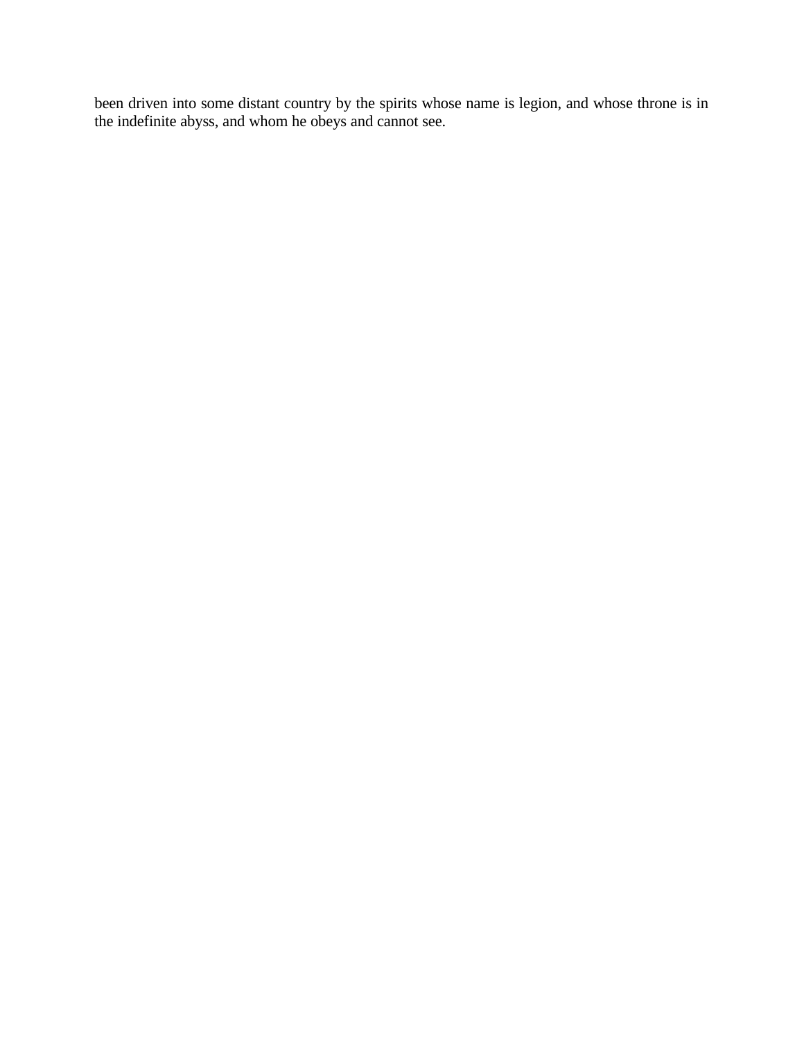been driven into some distant country by the spirits whose name is legion, and whose throne is in the indefinite abyss, and whom he obeys and cannot see.